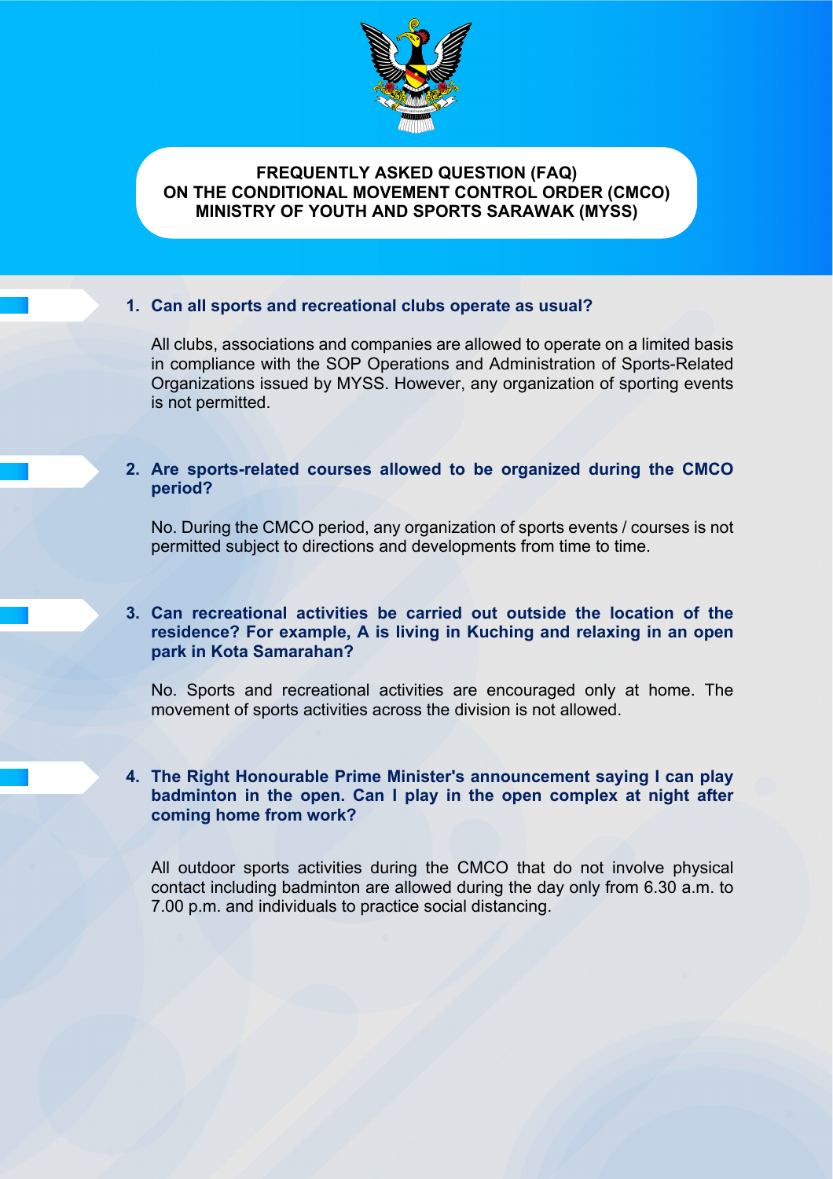# FREQUENTLY ASKED QUESTION (FAQ) ON THE CONDITIONAL MOVEMENT CONTROL ORDER (CMCO) MINISTRY OF YOUTH AND SPORTS SARAWAK (MYSS)

**1. Can all sports and recreational clubs operate as usual?**

All clubs, associations and companies are allowed to operate on a limited basis in compliance with the SOP Operations and Administration of Sports-Related Organizations issued by MYSS. However, any organization of sporting events is not permitted.

**2. Are sports-related courses allowed to be organized during the CMCO period?**

No. During the CMCO period, any organization of sports events / courses is not permitted subject to directions and developments from time to time.

**3. Can recreational activities be carried out outside the location of the residence? For example, A is living in Kuching and relaxing in an open park in Kota Samarahan?**

No. Sports and recreational activities are encouraged only at home. The movement of sports activities across the division is not allowed.

**4. The Right Honourable Prime Minister's announcement saying I can play badminton in the open. Can I play in the open complex at night after coming home from work?**

All outdoor sports activities during the CMCO that do not involve physical contact including badminton are allowed during the day only from 6.30 a.m. to 7.00 p.m. and individuals to practice social distancing.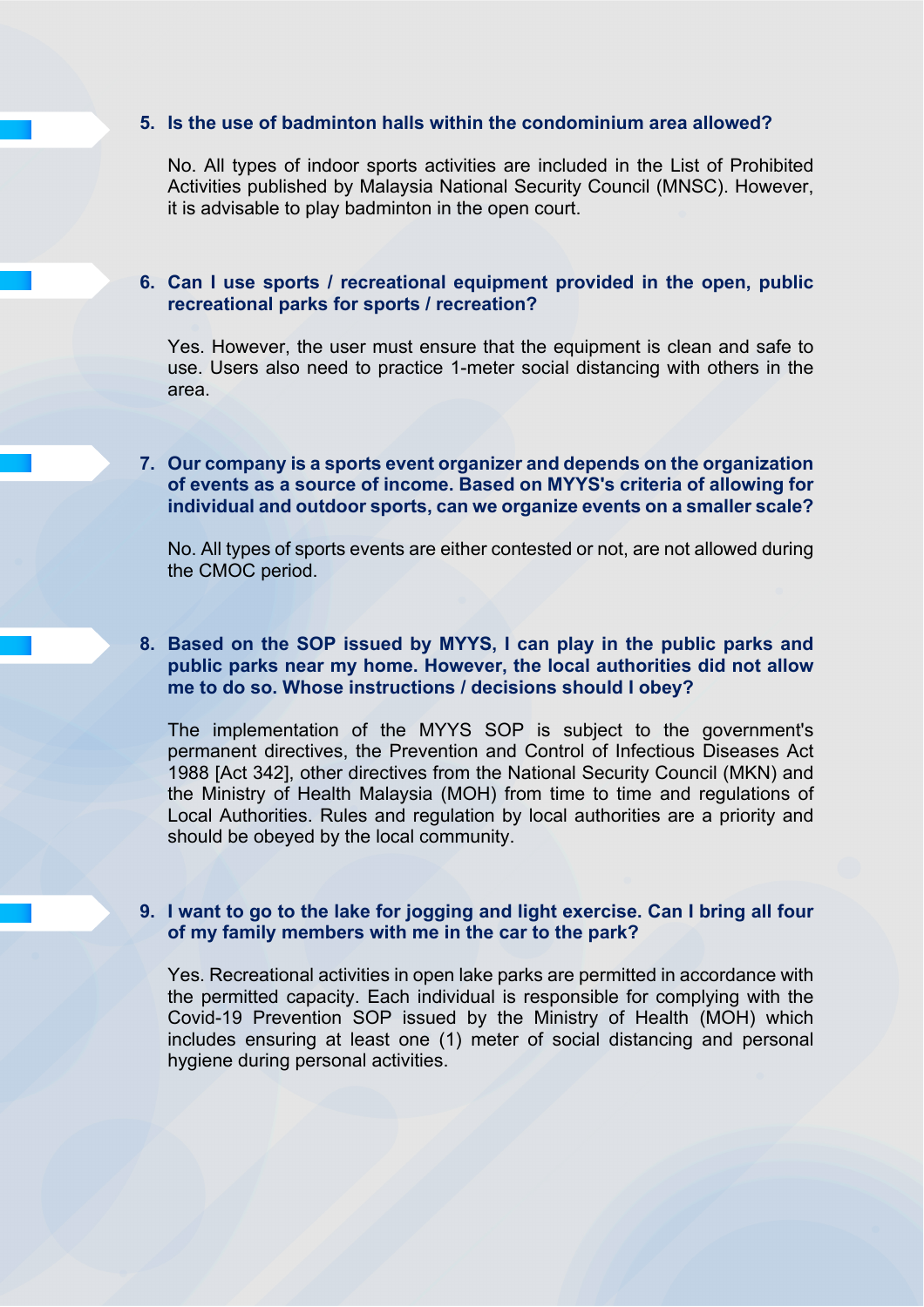**5. Is the use of badminton halls within the condominium area allowed?**

No. All types of indoor sports activities are included in the List of Prohibited Activities published by Malaysia National Security Council (MNSC). However, it is advisable to play badminton in the open court.

**6. Can I use sports / recreational equipment provided in the open, public recreational parks for sports / recreation?**

Yes. However, the user must ensure that the equipment is clean and safe to use. Users also need to practice 1-meter social distancing with others in the area.

**7. Our company is a sports event organizer and depends on the organization of events as a source of income. Based on MYYS's criteria of allowing for individual and outdoor sports, can we organize events on a smaller scale?**

No. All types of sports events are either contested or not, are not allowed during the CMOC period.

**8. Based on the SOP issued by MYYS, I can play in the public parks and public parks near my home. However, the local authorities did not allow me to do so. Whose instructions / decisions should I obey?**

The implementation of the MYYS SOP is subject to the government's permanent directives, the Prevention and Control of Infectious Diseases Act 1988 [Act 342], other directives from the National Security Council (MKN) and the Ministry of Health Malaysia (MOH) from time to time and regulations of Local Authorities. Rules and regulation by local authorities are a priority and should be obeyed by the local community.

**9. I want to go to the lake for jogging and light exercise. Can I bring all four of my family members with me in the car to the park?**

Yes. Recreational activities in open lake parks are permitted in accordance with the permitted capacity. Each individual is responsible for complying with the Covid-19 Prevention SOP issued by the Ministry of Health (MOH) which includes ensuring at least one (1) meter of social distancing and personal hygiene during personal activities.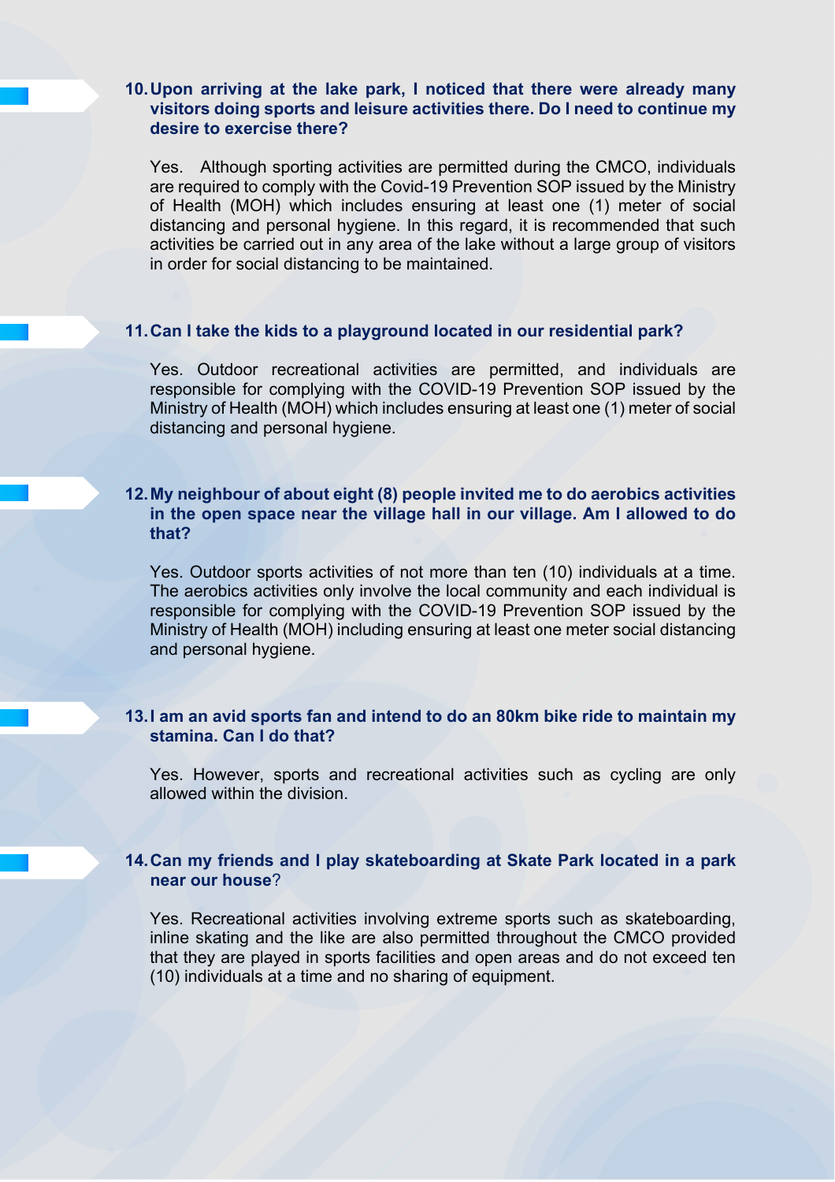**10. Upon arriving at the lake park, I noticed that there were already many visitors doing sports and leisure activities there. Do I need to continue my desire to exercise there?**

Yes. Although sporting activities are permitted during the CMCO, individuals are required to comply with the Covid-19 Prevention SOP issued by the Ministry of Health (MOH) which includes ensuring at least one (1) meter of social distancing and personal hygiene. In this regard, it is recommended that such activities be carried out in any area of the lake without a large group of visitors in order for social distancing to be maintained.

**11. Can I take the kids to a playground located in our residential park?**

Yes. Outdoor recreational activities are permitted, and individuals are responsible for complying with the COVID-19 Prevention SOP issued by the Ministry of Health (MOH) which includes ensuring at least one (1) meter of social distancing and personal hygiene.

**12. My neighbour of about eight (8) people invited me to do aerobics activities in the open space near the village hall in our village. Am I allowed to do that?**

Yes. Outdoor sports activities of not more than ten (10) individuals at a time. The aerobics activities only involve the local community and each individual is responsible for complying with the COVID-19 Prevention SOP issued by the Ministry of Health (MOH) including ensuring at least one meter social distancing and personal hygiene.

**13. I am an avid sports fan and intend to do an 80km bike ride to maintain my stamina. Can I do that?**

Yes. However, sports and recreational activities such as cycling are only allowed within the division.

**14. Can my friends and I play skateboarding at Skate Park located in a park near our house?**

Yes. Recreational activities involving extreme sports such as skateboarding, inline skating and the like are also permitted throughout the CMCO provided that they are played in sports facilities and open areas and do not exceed ten (10) individuals at a time and no sharing of equipment.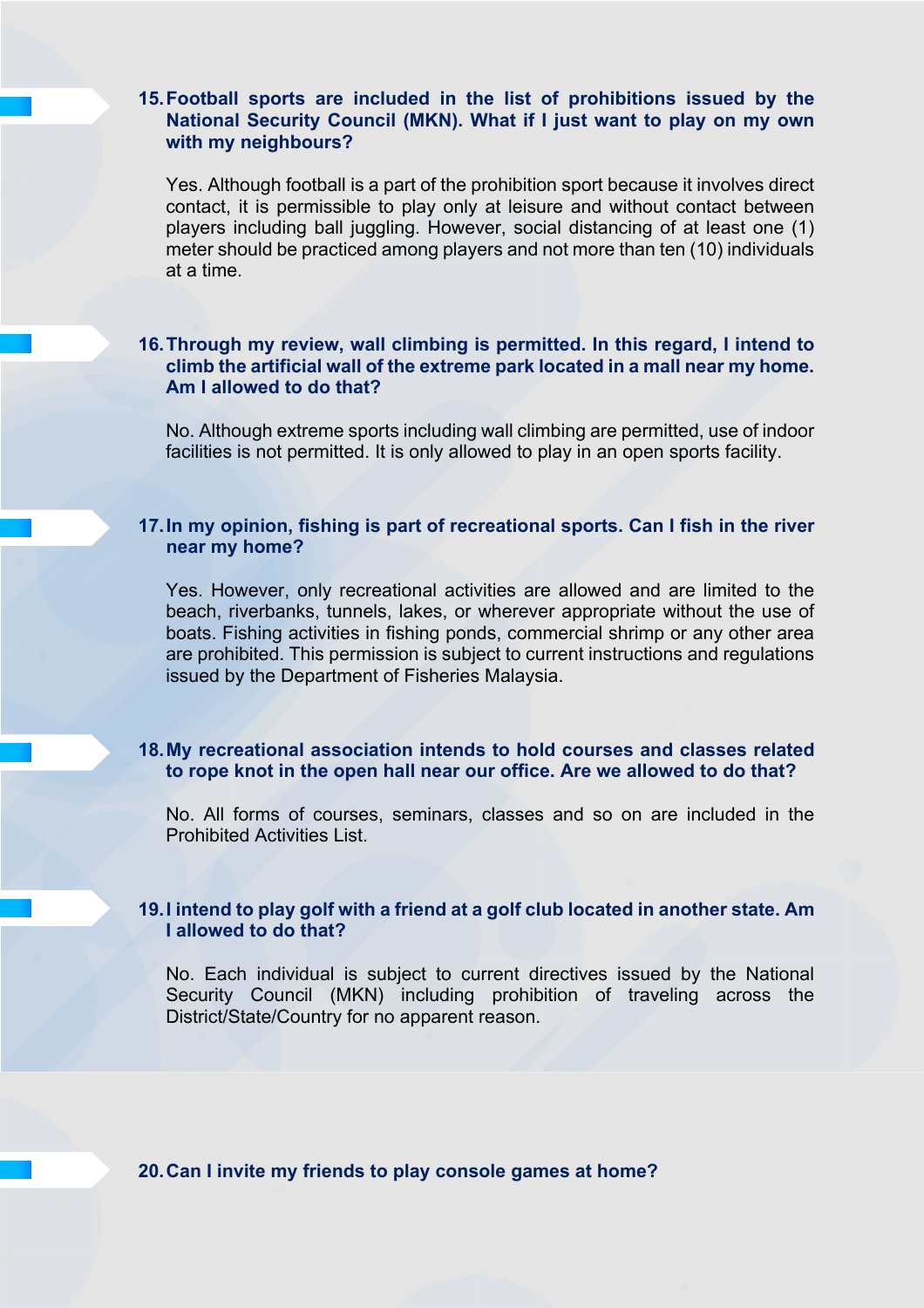**15. Football sports are included in the list of prohibitions issued by the National Security Council (MKN). What if I just want to play on my own with my neighbours?**

Yes. Although football is a part of the prohibition sport because it involves direct contact, it is permissible to play only at leisure and without contact between players including ball juggling. However, social distancing of at least one (1) meter should be practiced among players and not more than ten (10) individuals at a time.

**16. Through my review, wall climbing is permitted. In this regard, I intend to climb the artificial wall of the extreme park located in a mall near my home. Am I allowed to do that?**

No. Although extreme sports including wall climbing are permitted, use of indoor facilities is not permitted. It is only allowed to play in an open sports facility.

**17. In my opinion, fishing is part of recreational sports. Can I fish in the river near my home?**

Yes. However, only recreational activities are allowed and are limited to the beach, riverbanks, tunnels, lakes, or wherever appropriate without the use of boats. Fishing activities in fishing ponds, commercial shrimp or any other area are prohibited. This permission is subject to current instructions and regulations issued by the Department of Fisheries Malaysia.

**18. My recreational association intends to hold courses and classes related to rope knot in the open hall near our office. Are we allowed to do that?**

No. All forms of courses, seminars, classes and so on are included in the Prohibited Activities List.

**19. I intend to play golf with a friend at a golf club located in another state. Am I allowed to do that?**

No. Each individual is subject to current directives issued by the National Security Council (MKN) including prohibition of traveling across the District/State/Country for no apparent reason.

**20. Can I invite my friends to play console games at home?**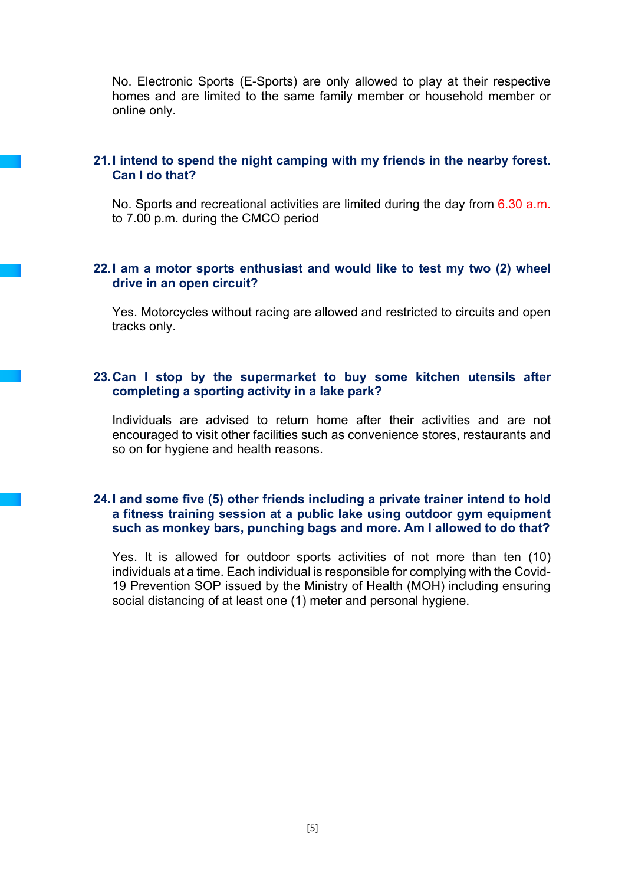No. Electronic Sports (E-Sports) are only allowed to play at their respective homes and are limited to the same family member or household member or online only.

**21. I intend to spend the night camping with my friends in the nearby forest. Can I do that?**

No. Sports and recreational activities are limited during the day from 6.30 a.m. to 7.00 p.m. during the CMCO period

**22. I am a motor sports enthusiast and would like to test my two (2) wheel drive in an open circuit?**

Yes. Motorcycles without racing are allowed and restricted to circuits and open tracks only.

**23. Can I stop by the supermarket to buy some kitchen utensils after completing a sporting activity in a lake park?**

Individuals are advised to return home after their activities and are not encouraged to visit other facilities such as convenience stores, restaurants and so on for hygiene and health reasons.

**24. I and some five (5) other friends including a private trainer intend to hold a fitness training session at a public lake using outdoor gym equipment such as monkey bars, punching bags and more. Am I allowed to do that?**

Yes. It is allowed for outdoor sports activities of not more than ten (10) individuals at a time. Each individual is responsible for complying with the Covid-19 Prevention SOP issued by the Ministry of Health (MOH) including ensuring social distancing of at least one (1) meter and personal hygiene.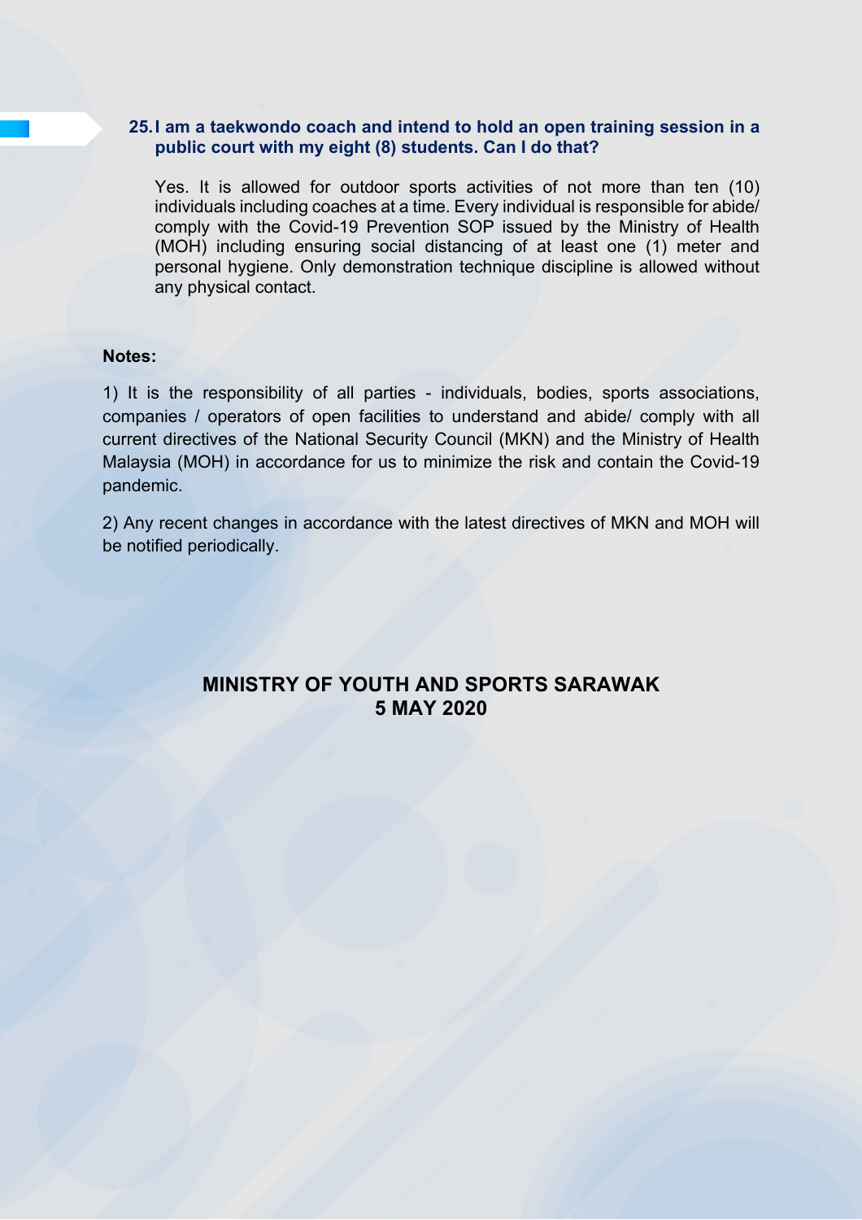**25. I am a taekwondo coach and intend to hold an open training session in a public court with my eight (8) students. Can I do that?**

Yes. It is allowed for outdoor sports activities of not more than ten (10) individuals including coaches at a time. Every individual is responsible for abide/ comply with the Covid-19 Prevention SOP issued by the Ministry of Health (MOH) including ensuring social distancing of at least one (1) meter and personal hygiene. Only demonstration technique discipline is allowed without any physical contact.

**Notes:**

1) It is the responsibility of all parties - individuals, bodies, sports associations, companies / operators of open facilities to understand and abide/ comply with all current directives of the National Security Council (MKN) and the Ministry of Health Malaysia (MOH) in accordance for us to minimize the risk and contain the Covid-19 pandemic.

2) Any recent changes in accordance with the latest directives of MKN and MOH will be notified periodically.

**MINISTRY OF YOUTH AND SPORTS SARAWAK**
**5 MAY 2020**